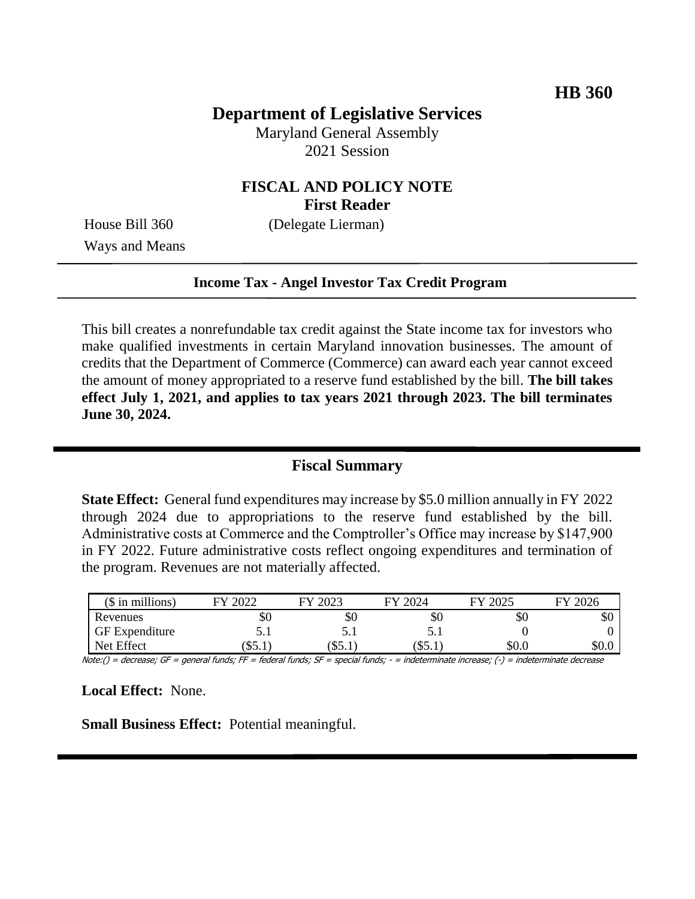**HB 360**

# Department of Legislative Services

Maryland General Assembly
2021 Session

## FISCAL AND POLICY NOTE
**First Reader**

House Bill 360 (Delegate Lierman)
Ways and Means

---

**Income Tax - Angel Investor Tax Credit Program**

---

This bill creates a nonrefundable tax credit against the State income tax for investors who make qualified investments in certain Maryland innovation businesses. The amount of credits that the Department of Commerce (Commerce) can award each year cannot exceed the amount of money appropriated to a reserve fund established by the bill. **The bill takes effect July 1, 2021, and applies to tax years 2021 through 2023. The bill terminates June 30, 2024.**

---

## Fiscal Summary

**State Effect:** General fund expenditures may increase by $5.0 million annually in FY 2022 through 2024 due to appropriations to the reserve fund established by the bill. Administrative costs at Commerce and the Comptroller's Office may increase by $147,900 in FY 2022. Future administrative costs reflect ongoing expenditures and termination of the program. Revenues are not materially affected.

| ($ in millions) | FY 2022 | FY 2023 | FY 2024 | FY 2025 | FY 2026 |
|---|---|---|---|---|---|
| Revenues | $0 | $0 | $0 | $0 | $0 |
| GF Expenditure | 5.1 | 5.1 | 5.1 | 0 | 0 |
| Net Effect | ($5.1) | ($5.1) | ($5.1) | $0.0 | $0.0 |

Note:() = decrease; GF = general funds; FF = federal funds; SF = special funds; - = indeterminate increase; (-) = indeterminate decrease

**Local Effect:** None.

**Small Business Effect:** Potential meaningful.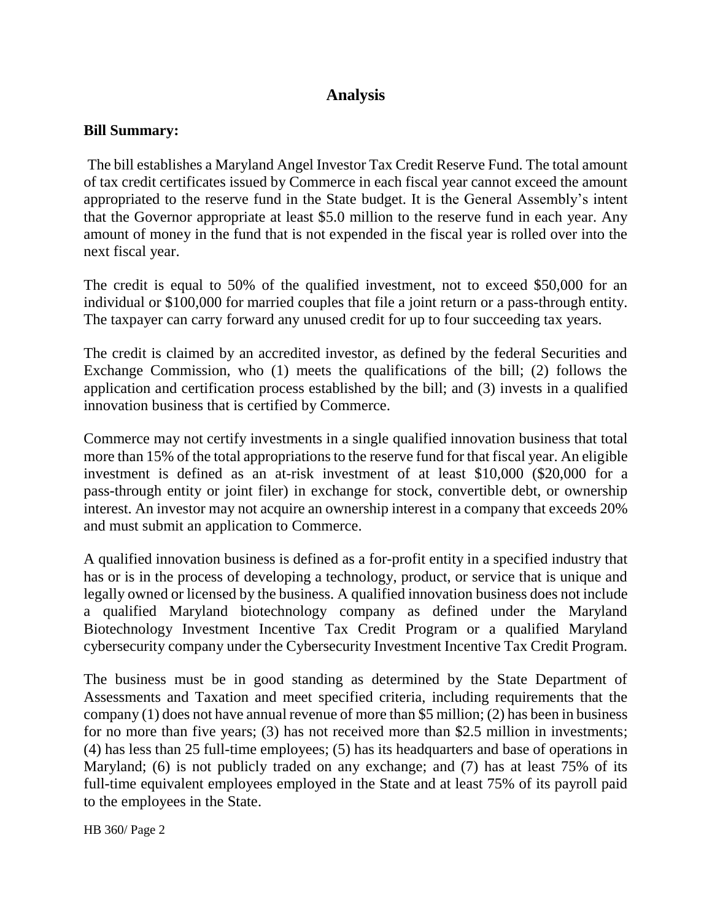# Analysis

**Bill Summary:**

The bill establishes a Maryland Angel Investor Tax Credit Reserve Fund. The total amount of tax credit certificates issued by Commerce in each fiscal year cannot exceed the amount appropriated to the reserve fund in the State budget. It is the General Assembly's intent that the Governor appropriate at least $5.0 million to the reserve fund in each year. Any amount of money in the fund that is not expended in the fiscal year is rolled over into the next fiscal year.

The credit is equal to 50% of the qualified investment, not to exceed $50,000 for an individual or $100,000 for married couples that file a joint return or a pass-through entity. The taxpayer can carry forward any unused credit for up to four succeeding tax years.

The credit is claimed by an accredited investor, as defined by the federal Securities and Exchange Commission, who (1) meets the qualifications of the bill; (2) follows the application and certification process established by the bill; and (3) invests in a qualified innovation business that is certified by Commerce.

Commerce may not certify investments in a single qualified innovation business that total more than 15% of the total appropriations to the reserve fund for that fiscal year. An eligible investment is defined as an at-risk investment of at least $10,000 ($20,000 for a pass-through entity or joint filer) in exchange for stock, convertible debt, or ownership interest. An investor may not acquire an ownership interest in a company that exceeds 20% and must submit an application to Commerce.

A qualified innovation business is defined as a for-profit entity in a specified industry that has or is in the process of developing a technology, product, or service that is unique and legally owned or licensed by the business. A qualified innovation business does not include a qualified Maryland biotechnology company as defined under the Maryland Biotechnology Investment Incentive Tax Credit Program or a qualified Maryland cybersecurity company under the Cybersecurity Investment Incentive Tax Credit Program.

The business must be in good standing as determined by the State Department of Assessments and Taxation and meet specified criteria, including requirements that the company (1) does not have annual revenue of more than $5 million; (2) has been in business for no more than five years; (3) has not received more than $2.5 million in investments; (4) has less than 25 full-time employees; (5) has its headquarters and base of operations in Maryland; (6) is not publicly traded on any exchange; and (7) has at least 75% of its full-time equivalent employees employed in the State and at least 75% of its payroll paid to the employees in the State.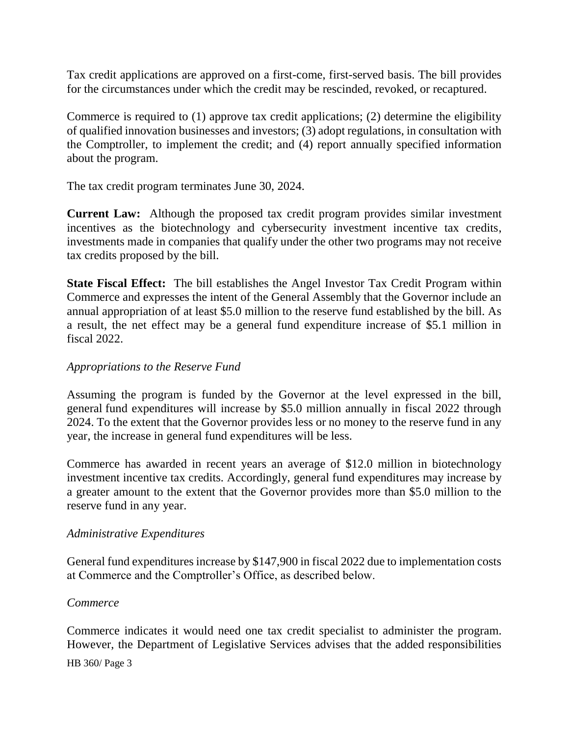Tax credit applications are approved on a first-come, first-served basis. The bill provides for the circumstances under which the credit may be rescinded, revoked, or recaptured.

Commerce is required to (1) approve tax credit applications; (2) determine the eligibility of qualified innovation businesses and investors; (3) adopt regulations, in consultation with the Comptroller, to implement the credit; and (4) report annually specified information about the program.

The tax credit program terminates June 30, 2024.

**Current Law:** Although the proposed tax credit program provides similar investment incentives as the biotechnology and cybersecurity investment incentive tax credits, investments made in companies that qualify under the other two programs may not receive tax credits proposed by the bill.

**State Fiscal Effect:** The bill establishes the Angel Investor Tax Credit Program within Commerce and expresses the intent of the General Assembly that the Governor include an annual appropriation of at least $5.0 million to the reserve fund established by the bill. As a result, the net effect may be a general fund expenditure increase of $5.1 million in fiscal 2022.

*Appropriations to the Reserve Fund*

Assuming the program is funded by the Governor at the level expressed in the bill, general fund expenditures will increase by $5.0 million annually in fiscal 2022 through 2024. To the extent that the Governor provides less or no money to the reserve fund in any year, the increase in general fund expenditures will be less.

Commerce has awarded in recent years an average of $12.0 million in biotechnology investment incentive tax credits. Accordingly, general fund expenditures may increase by a greater amount to the extent that the Governor provides more than $5.0 million to the reserve fund in any year.

*Administrative Expenditures*

General fund expenditures increase by $147,900 in fiscal 2022 due to implementation costs at Commerce and the Comptroller's Office, as described below.

*Commerce*

Commerce indicates it would need one tax credit specialist to administer the program. However, the Department of Legislative Services advises that the added responsibilities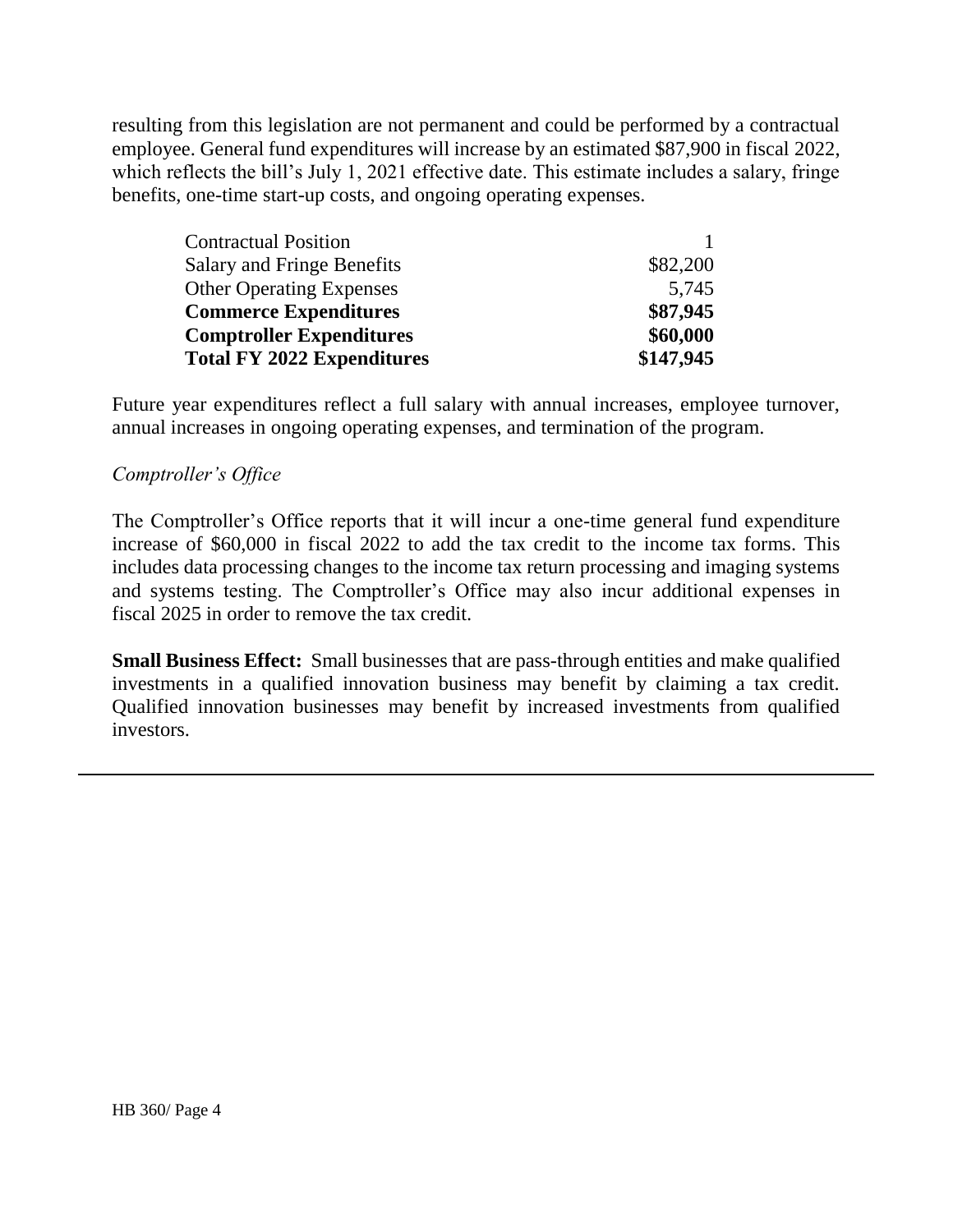resulting from this legislation are not permanent and could be performed by a contractual employee. General fund expenditures will increase by an estimated $87,900 in fiscal 2022, which reflects the bill's July 1, 2021 effective date. This estimate includes a salary, fringe benefits, one-time start-up costs, and ongoing operating expenses.

| | |
|---|---:|
| Contractual Position | 1 |
| Salary and Fringe Benefits | $82,200 |
| Other Operating Expenses | 5,745 |
| **Commerce Expenditures** | **$87,945** |
| **Comptroller Expenditures** | **$60,000** |
| **Total FY 2022 Expenditures** | **$147,945** |

Future year expenditures reflect a full salary with annual increases, employee turnover, annual increases in ongoing operating expenses, and termination of the program.

*Comptroller's Office*

The Comptroller's Office reports that it will incur a one-time general fund expenditure increase of $60,000 in fiscal 2022 to add the tax credit to the income tax forms. This includes data processing changes to the income tax return processing and imaging systems and systems testing. The Comptroller's Office may also incur additional expenses in fiscal 2025 in order to remove the tax credit.

**Small Business Effect:** Small businesses that are pass-through entities and make qualified investments in a qualified innovation business may benefit by claiming a tax credit. Qualified innovation businesses may benefit by increased investments from qualified investors.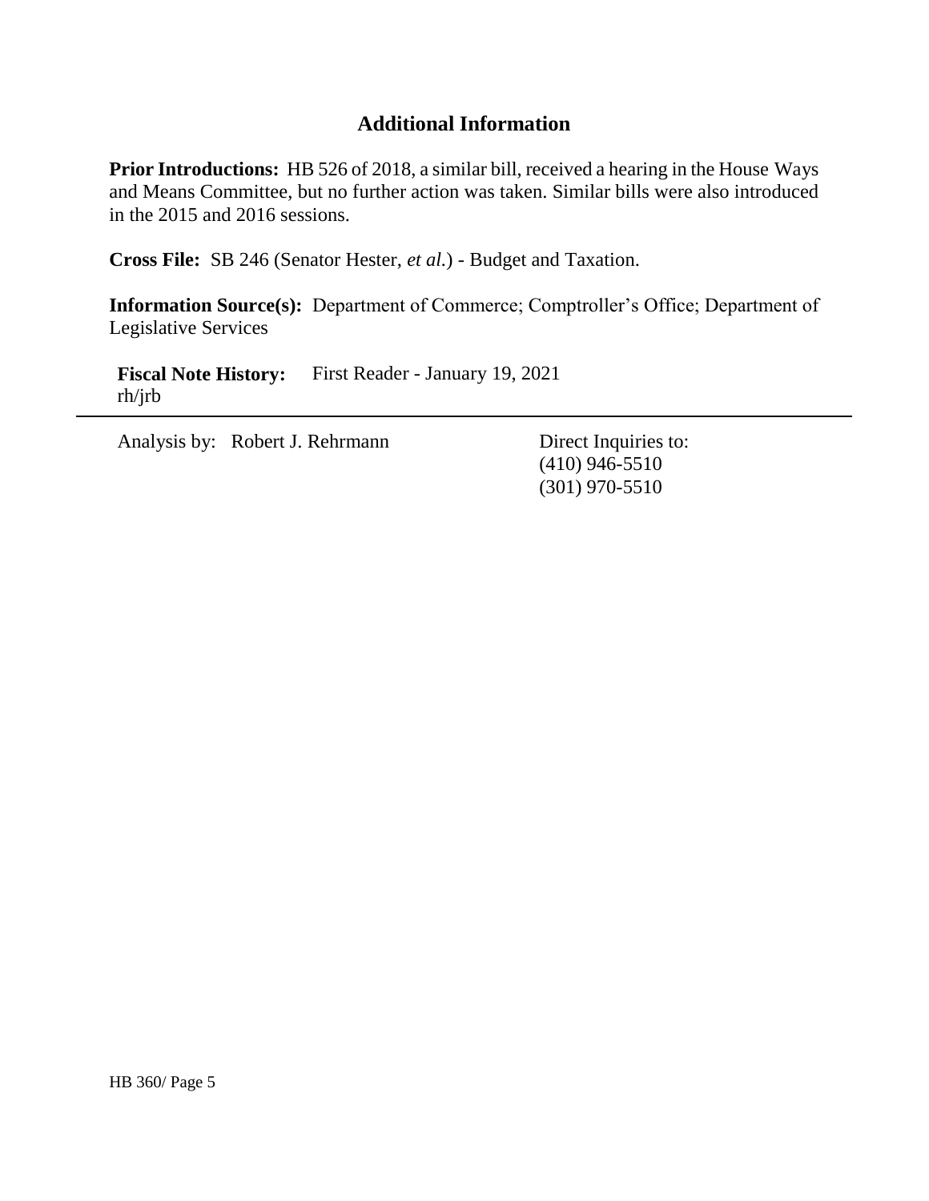## Additional Information

**Prior Introductions:** HB 526 of 2018, a similar bill, received a hearing in the House Ways and Means Committee, but no further action was taken. Similar bills were also introduced in the 2015 and 2016 sessions.

**Cross File:** SB 246 (Senator Hester, *et al.*) - Budget and Taxation.

**Information Source(s):** Department of Commerce; Comptroller's Office; Department of Legislative Services

**Fiscal Note History:** First Reader - January 19, 2021
rh/jrb

---

Analysis by: Robert J. Rehrmann

Direct Inquiries to:
(410) 946-5510
(301) 970-5510